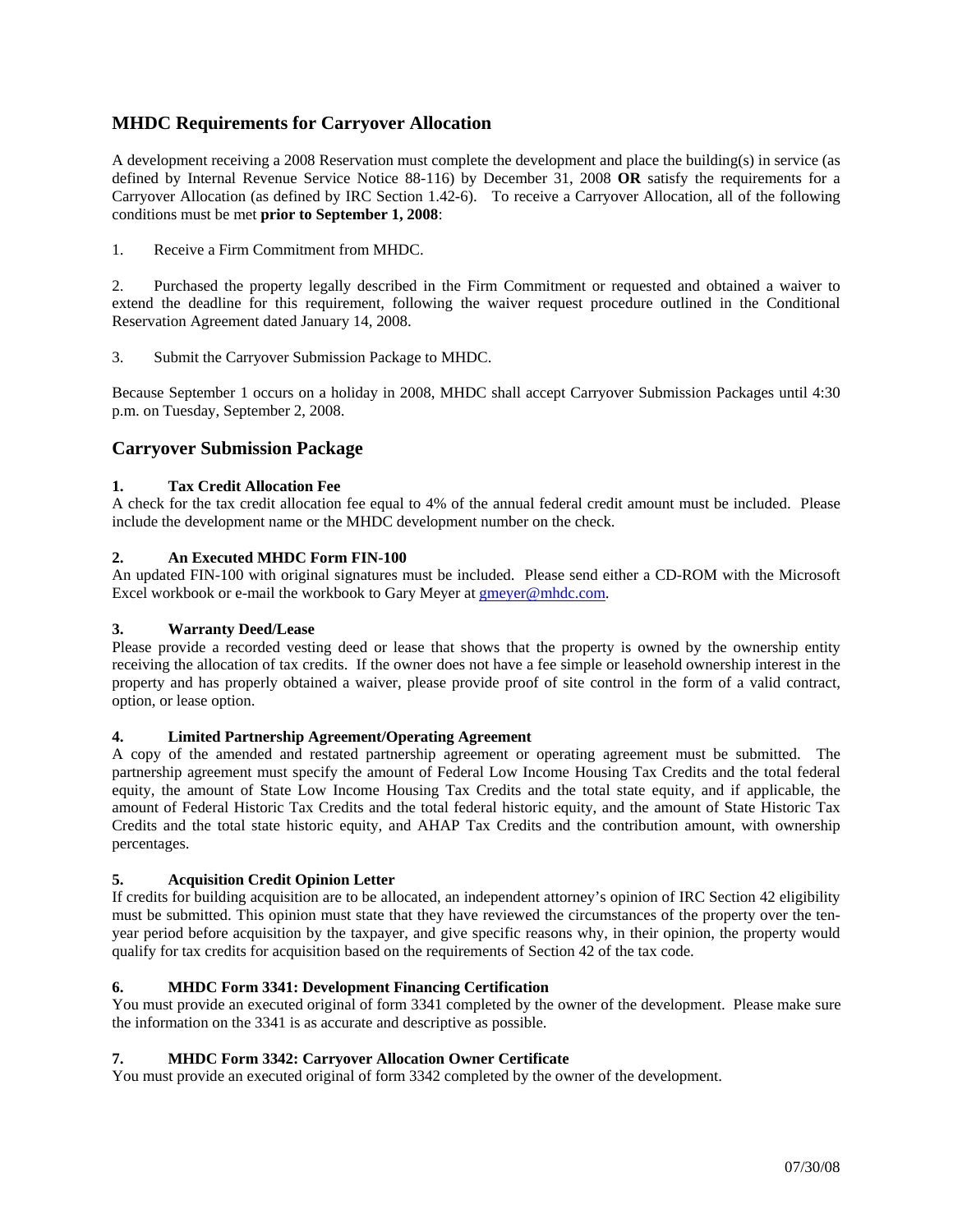## MHDC Requirements for Carryover Allocation

A development receiving a 2008 Reservation must complete the development and place the building(s) in service (as defined by Internal Revenue Service Notice 88-116) by December 31, 2008 **OR** satisfy the requirements for a Carryover Allocation (as defined by IRC Section 1.42-6). To receive a Carryover Allocation, all of the following conditions must be met **prior to September 1, 2008**:

1. Receive a Firm Commitment from MHDC.

2. Purchased the property legally described in the Firm Commitment or requested and obtained a waiver to extend the deadline for this requirement, following the waiver request procedure outlined in the Conditional Reservation Agreement dated January 14, 2008.

3. Submit the Carryover Submission Package to MHDC.

Because September 1 occurs on a holiday in 2008, MHDC shall accept Carryover Submission Packages until 4:30 p.m. on Tuesday, September 2, 2008.

## Carryover Submission Package

### 1. Tax Credit Allocation Fee

A check for the tax credit allocation fee equal to 4% of the annual federal credit amount must be included. Please include the development name or the MHDC development number on the check.

### 2. An Executed MHDC Form FIN-100

An updated FIN-100 with original signatures must be included. Please send either a CD-ROM with the Microsoft Excel workbook or e-mail the workbook to Gary Meyer at gmeyer@mhdc.com.

### 3. Warranty Deed/Lease

Please provide a recorded vesting deed or lease that shows that the property is owned by the ownership entity receiving the allocation of tax credits. If the owner does not have a fee simple or leasehold ownership interest in the property and has properly obtained a waiver, please provide proof of site control in the form of a valid contract, option, or lease option.

### 4. Limited Partnership Agreement/Operating Agreement

A copy of the amended and restated partnership agreement or operating agreement must be submitted. The partnership agreement must specify the amount of Federal Low Income Housing Tax Credits and the total federal equity, the amount of State Low Income Housing Tax Credits and the total state equity, and if applicable, the amount of Federal Historic Tax Credits and the total federal historic equity, and the amount of State Historic Tax Credits and the total state historic equity, and AHAP Tax Credits and the contribution amount, with ownership percentages.

### 5. Acquisition Credit Opinion Letter

If credits for building acquisition are to be allocated, an independent attorney's opinion of IRC Section 42 eligibility must be submitted. This opinion must state that they have reviewed the circumstances of the property over the ten-year period before acquisition by the taxpayer, and give specific reasons why, in their opinion, the property would qualify for tax credits for acquisition based on the requirements of Section 42 of the tax code.

### 6. MHDC Form 3341: Development Financing Certification

You must provide an executed original of form 3341 completed by the owner of the development. Please make sure the information on the 3341 is as accurate and descriptive as possible.

### 7. MHDC Form 3342: Carryover Allocation Owner Certificate

You must provide an executed original of form 3342 completed by the owner of the development.

07/30/08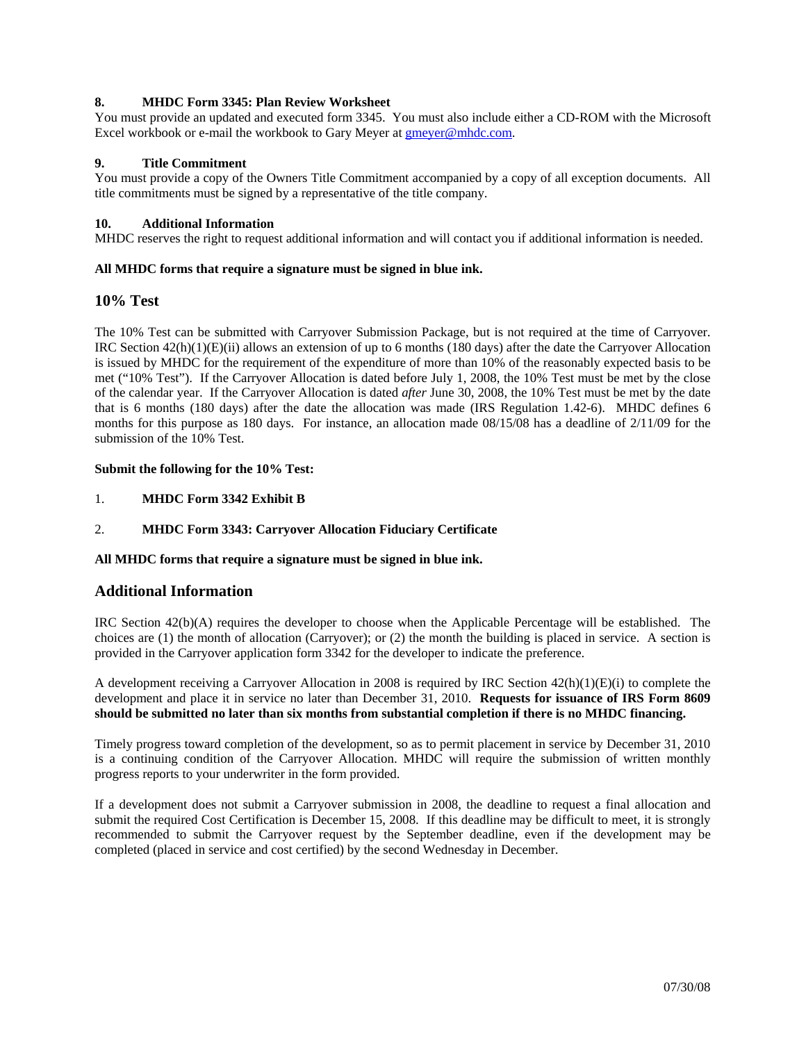**8. MHDC Form 3345: Plan Review Worksheet**
You must provide an updated and executed form 3345. You must also include either a CD-ROM with the Microsoft Excel workbook or e-mail the workbook to Gary Meyer at gmeyer@mhdc.com.

**9. Title Commitment**
You must provide a copy of the Owners Title Commitment accompanied by a copy of all exception documents. All title commitments must be signed by a representative of the title company.

**10. Additional Information**
MHDC reserves the right to request additional information and will contact you if additional information is needed.

**All MHDC forms that require a signature must be signed in blue ink.**

## 10% Test

The 10% Test can be submitted with Carryover Submission Package, but is not required at the time of Carryover. IRC Section 42(h)(1)(E)(ii) allows an extension of up to 6 months (180 days) after the date the Carryover Allocation is issued by MHDC for the requirement of the expenditure of more than 10% of the reasonably expected basis to be met ("10% Test"). If the Carryover Allocation is dated before July 1, 2008, the 10% Test must be met by the close of the calendar year. If the Carryover Allocation is dated *after* June 30, 2008, the 10% Test must be met by the date that is 6 months (180 days) after the date the allocation was made (IRS Regulation 1.42-6). MHDC defines 6 months for this purpose as 180 days. For instance, an allocation made 08/15/08 has a deadline of 2/11/09 for the submission of the 10% Test.

**Submit the following for the 10% Test:**

1. **MHDC Form 3342 Exhibit B**

2. **MHDC Form 3343: Carryover Allocation Fiduciary Certificate**

**All MHDC forms that require a signature must be signed in blue ink.**

## Additional Information

IRC Section 42(b)(A) requires the developer to choose when the Applicable Percentage will be established. The choices are (1) the month of allocation (Carryover); or (2) the month the building is placed in service. A section is provided in the Carryover application form 3342 for the developer to indicate the preference.

A development receiving a Carryover Allocation in 2008 is required by IRC Section 42(h)(1)(E)(i) to complete the development and place it in service no later than December 31, 2010. **Requests for issuance of IRS Form 8609 should be submitted no later than six months from substantial completion if there is no MHDC financing.**

Timely progress toward completion of the development, so as to permit placement in service by December 31, 2010 is a continuing condition of the Carryover Allocation. MHDC will require the submission of written monthly progress reports to your underwriter in the form provided.

If a development does not submit a Carryover submission in 2008, the deadline to request a final allocation and submit the required Cost Certification is December 15, 2008. If this deadline may be difficult to meet, it is strongly recommended to submit the Carryover request by the September deadline, even if the development may be completed (placed in service and cost certified) by the second Wednesday in December.

07/30/08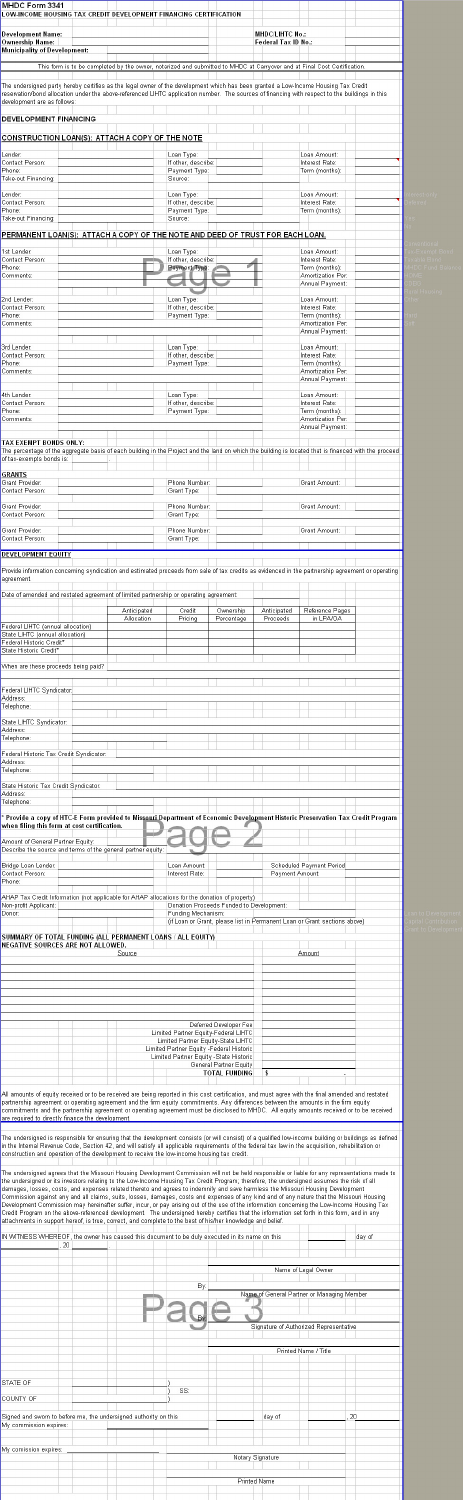**MHDC Form 3341**
**LOW-INCOME HOUSING TAX CREDIT DEVELOPMENT FINANCING CERTIFICATION**

**Development Name:** ______ **MHDC LIHTC No.:** ______
**Ownership Name:** ______ **Federal Tax ID No.:** ______
**Municipality of Development:** ______

This form is to be completed by the owner, notarized and submitted to MHDC at Carryover and at Final Cost Certification.

The undersigned party hereby certifies as the legal owner of the development which has been granted a Low-Income Housing Tax Credit reservation/bond allocation under the above-referenced LIHTC application number. The sources of financing with respect to the buildings in this development are as follows:

## DEVELOPMENT FINANCING

### CONSTRUCTION LOAN(S): ATTACH A COPY OF THE NOTE

Lender: ______ Loan Type: ______ Loan Amount: ______
Contact Person: ______ If other, describe: ______ Interest Rate: ______
Phone: ______ Payment Type: ______ Term (months): ______
Take-out Financing: ______ Source: ______

Lender: ______ Loan Type: ______ Loan Amount: ______
Contact Person: ______ If other, describe: ______ Interest Rate: ______
Phone: ______ Payment Type: ______ Term (months): ______
Take-out Financing: ______ Source: ______

### PERMANENT LOAN(S): ATTACH A COPY OF THE NOTE AND DEED OF TRUST FOR EACH LOAN.

1st Lender: ______ Loan Type: ______ Loan Amount: ______
Contact Person: ______ If other, describe: ______ Interest Rate: ______
Phone: ______ Payment Type: ______ Term (months): ______
Comments: ______ Amortization Per: ______
Annual Payment: ______

2nd Lender: ______ Loan Type: ______ Loan Amount: ______
Contact Person: ______ If other, describe: ______ Interest Rate: ______
Phone: ______ Payment Type: ______ Term (months): ______
Comments: ______ Amortization Per: ______
Annual Payment: ______

3rd Lender: ______ Loan Type: ______ Loan Amount: ______
Contact Person: ______ If other, describe: ______ Interest Rate: ______
Phone: ______ Payment Type: ______ Term (months): ______
Comments: ______ Amortization Per: ______
Annual Payment: ______

4th Lender: ______ Loan Type: ______ Loan Amount: ______
Contact Person: ______ If other, describe: ______ Interest Rate: ______
Phone: ______ Payment Type: ______ Term (months): ______
Comments: ______ Amortization Per: ______
Annual Payment: ______

**TAX EXEMPT BONDS ONLY:**
The percentage of the aggregate basis of each building in the Project and the land on which the building is located that is financed with the proceed of tax-exempts bonds is: ______

### GRANTS

Grant Provider: ______ Phone Number: ______ Grant Amount: ______
Contact Person: ______ Grant Type: ______

Grant Provider: ______ Phone Number: ______ Grant Amount: ______
Contact Person: ______ Grant Type: ______

Grant Provider: ______ Phone Number: ______ Grant Amount: ______
Contact Person: ______ Grant Type: ______

## DEVELOPMENT EQUITY

Provide information concerning syndication and estimated proceeds from sale of tax credits as evidenced in the partnership agreement or operating agreement.

Date of amended and restated agreement of limited partnership or operating agreement: ______

| | Anticipated Allocation | Credit Pricing | Ownership Percentage | Anticipated Proceeds | Reference Pages in LPA/OA |
|---|---|---|---|---|---|
| Federal LIHTC (annual allocation) | | | | | |
| State LIHTC (annual allocation) | | | | | |
| Federal Historic Credit* | | | | | |
| State Historic Credit* | | | | | |

When are these proceeds being paid? ______

Federal LIHTC Syndicator: ______
Address: ______
Telephone: ______

State LIHTC Syndicator: ______
Address: ______
Telephone: ______

Federal Historic Tax Credit Syndicator: ______
Address: ______
Telephone: ______

State Historic Tax Credit Syndicator: ______
Address: ______
Telephone: ______

**\* Provide a copy of HTC-E Form provided to Missouri Department of Economic Development Historic Preservation Tax Credit Program when filing this form at cost certification.**

Amount of General Partner Equity: ______
Describe the source and terms of the general partner equity: ______

Bridge Loan Lender: ______ Loan Amount: ______ Scheduled Payment Period: ______
Contact Person: ______ Interest Rate: ______ Payment Amount: ______
Phone: ______

AHAP Tax Credit Information (not applicable for AHAP allocations for the donation of property)
Non-profit Applicant: ______ Donation Proceeds Funded to Development: ______
Donor: ______ Funding Mechanism: ______
(If Loan or Grant, please list in Permanent Loan or Grant sections above)

**SUMMARY OF TOTAL FUNDING (ALL PERMANENT LOANS + ALL EQUITY)**
**NEGATIVE SOURCES ARE NOT ALLOWED.**

| Source | Amount |
|---|---|
| | |
| | |
| | |
| | |
| | |
| | |
| | |
| | |
| Deferred Developer Fee | |
| Limited Partner Equity-Federal LIHTC | |
| Limited Partner Equity-State LIHTC | |
| Limited Partner Equity -Federal Historic | |
| Limited Partner Equity - State Historic | |
| General Partner Equity | |
| **TOTAL FUNDING** | $ - |

All amounts of equity received or to be received are being reported in this cost certification, and must agree with the final amended and restated partnership agreement or operating agreement and the firm equity commitments. Any differences between the amounts in the firm equity commitments and the partnership agreement or operating agreement must be disclosed to MHDC. All equity amounts received or to be received are required to directly finance the development.

The undersigned is responsible for ensuring that the development consists (or will consist) of a qualified low-income building or buildings as defined in the Internal Revenue Code, Section 42, and will satisfy all applicable requirements of the federal tax law in the acquisition, rehabilitation or construction and operation of the development to receive the low-income housing tax credit.

The undersigned agrees that the Missouri Housing Development Commission will not be held responsible or liable for any representations made to the undersigned or its investors relating to the Low-Income Housing Tax Credit Program, therefore, the undersigned assumes the risk of all damages, losses, costs, and expenses related thereto and agrees to indemnify and save harmless the Missouri Housing Development Commission against any and all claims, suits, losses, damages, costs and expenses of any kind and of any nature that the Missouri Housing Development Commission may hereinafter suffer, incur, or pay arising out of the use of the information concerning the Low-Income Housing Tax Credit Program on the above-referenced development. The undersigned hereby certifies that the information set forth in this form, and in any attachments in support hereof, is true, correct, and complete to the best of his/her knowledge and belief.

IN WITNESS WHEREOF, the owner has caused this document to be duly executed in its name on this ______ day of ______, 20 ______.

______
Name of Legal Owner

By: ______
Name of General Partner or Managing Member

By: ______
Signature of Authorized Representative

______
Printed Name / Title

STATE OF ______ )
) SS:
COUNTY OF ______ )

Signed and sworn to before me, the undersigned authority on this ______ day of ______, 20 ______.
My commission expires: ______

My commission expires: ______

______
Notary Signature

______
Printed Name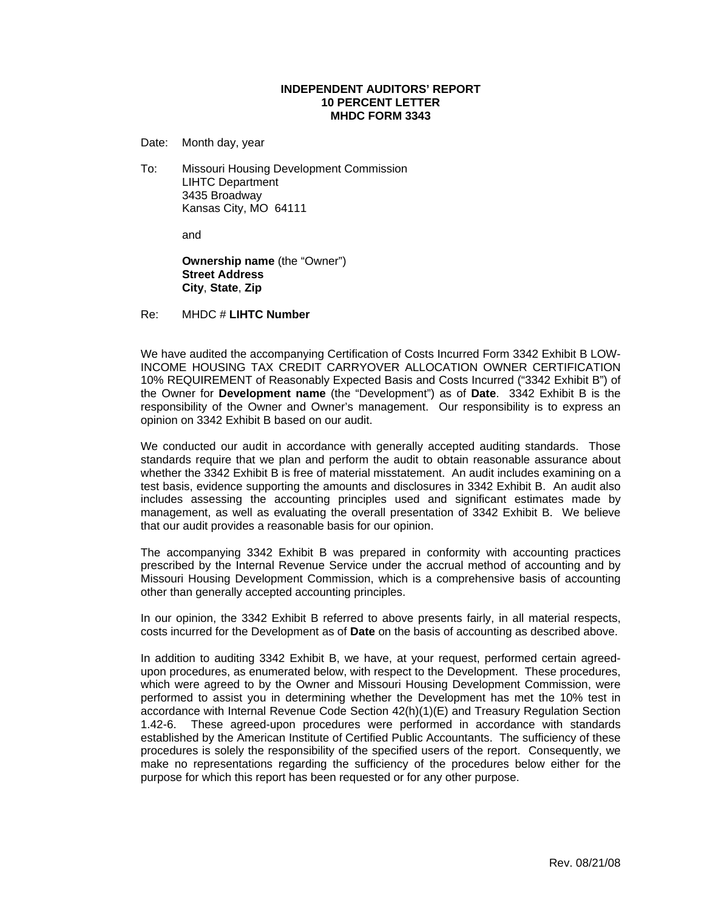**INDEPENDENT AUDITORS' REPORT**
**10 PERCENT LETTER**
**MHDC FORM 3343**

Date: Month day, year

To: Missouri Housing Development Commission
LIHTC Department
3435 Broadway
Kansas City, MO 64111

and

**Ownership name** (the "Owner")
**Street Address**
**City**, **State**, **Zip**

Re: MHDC # **LIHTC Number**

We have audited the accompanying Certification of Costs Incurred Form 3342 Exhibit B LOW-INCOME HOUSING TAX CREDIT CARRYOVER ALLOCATION OWNER CERTIFICATION 10% REQUIREMENT of Reasonably Expected Basis and Costs Incurred ("3342 Exhibit B") of the Owner for **Development name** (the "Development") as of **Date**. 3342 Exhibit B is the responsibility of the Owner and Owner's management. Our responsibility is to express an opinion on 3342 Exhibit B based on our audit.

We conducted our audit in accordance with generally accepted auditing standards. Those standards require that we plan and perform the audit to obtain reasonable assurance about whether the 3342 Exhibit B is free of material misstatement. An audit includes examining on a test basis, evidence supporting the amounts and disclosures in 3342 Exhibit B. An audit also includes assessing the accounting principles used and significant estimates made by management, as well as evaluating the overall presentation of 3342 Exhibit B. We believe that our audit provides a reasonable basis for our opinion.

The accompanying 3342 Exhibit B was prepared in conformity with accounting practices prescribed by the Internal Revenue Service under the accrual method of accounting and by Missouri Housing Development Commission, which is a comprehensive basis of accounting other than generally accepted accounting principles.

In our opinion, the 3342 Exhibit B referred to above presents fairly, in all material respects, costs incurred for the Development as of **Date** on the basis of accounting as described above.

In addition to auditing 3342 Exhibit B, we have, at your request, performed certain agreed-upon procedures, as enumerated below, with respect to the Development. These procedures, which were agreed to by the Owner and Missouri Housing Development Commission, were performed to assist you in determining whether the Development has met the 10% test in accordance with Internal Revenue Code Section 42(h)(1)(E) and Treasury Regulation Section 1.42-6. These agreed-upon procedures were performed in accordance with standards established by the American Institute of Certified Public Accountants. The sufficiency of these procedures is solely the responsibility of the specified users of the report. Consequently, we make no representations regarding the sufficiency of the procedures below either for the purpose for which this report has been requested or for any other purpose.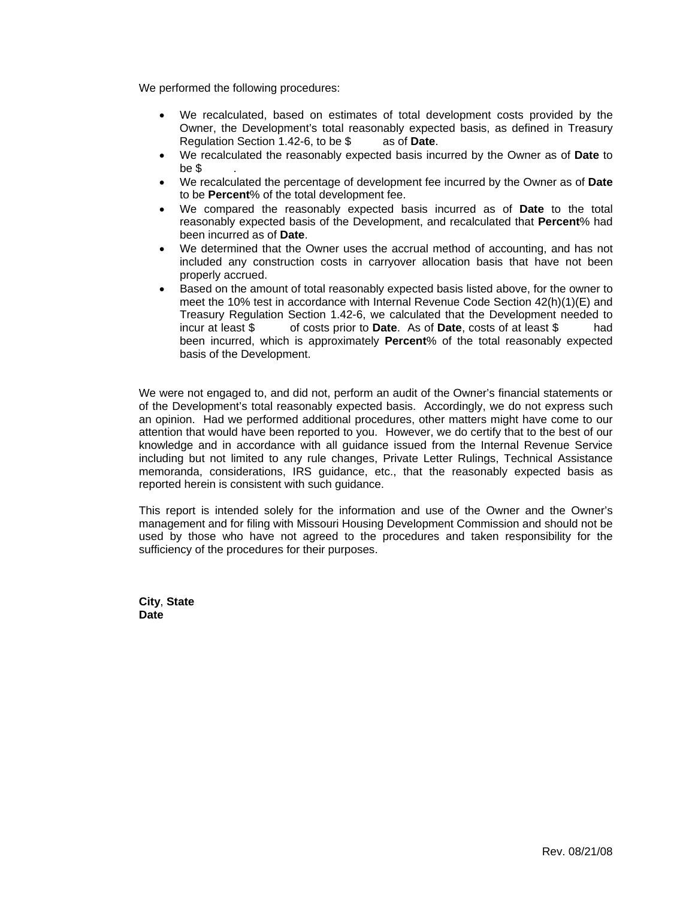We performed the following procedures:

- We recalculated, based on estimates of total development costs provided by the Owner, the Development's total reasonably expected basis, as defined in Treasury Regulation Section 1.42-6, to be $ as of **Date**.
- We recalculated the reasonably expected basis incurred by the Owner as of **Date** to be $ .
- We recalculated the percentage of development fee incurred by the Owner as of **Date** to be **Percent**% of the total development fee.
- We compared the reasonably expected basis incurred as of **Date** to the total reasonably expected basis of the Development, and recalculated that **Percent**% had been incurred as of **Date**.
- We determined that the Owner uses the accrual method of accounting, and has not included any construction costs in carryover allocation basis that have not been properly accrued.
- Based on the amount of total reasonably expected basis listed above, for the owner to meet the 10% test in accordance with Internal Revenue Code Section 42(h)(1)(E) and Treasury Regulation Section 1.42-6, we calculated that the Development needed to incur at least $ of costs prior to **Date**. As of **Date**, costs of at least $ had been incurred, which is approximately **Percent**% of the total reasonably expected basis of the Development.

We were not engaged to, and did not, perform an audit of the Owner's financial statements or of the Development's total reasonably expected basis. Accordingly, we do not express such an opinion. Had we performed additional procedures, other matters might have come to our attention that would have been reported to you. However, we do certify that to the best of our knowledge and in accordance with all guidance issued from the Internal Revenue Service including but not limited to any rule changes, Private Letter Rulings, Technical Assistance memoranda, considerations, IRS guidance, etc., that the reasonably expected basis as reported herein is consistent with such guidance.

This report is intended solely for the information and use of the Owner and the Owner's management and for filing with Missouri Housing Development Commission and should not be used by those who have not agreed to the procedures and taken responsibility for the sufficiency of the procedures for their purposes.

**City**, **State**
**Date**

Rev. 08/21/08